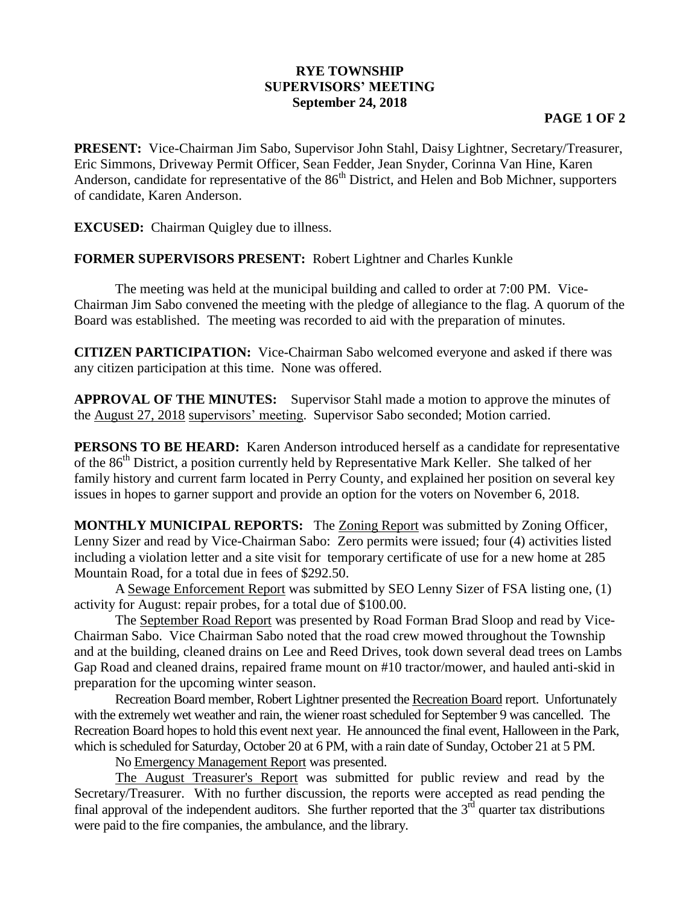# RYE TOWNSHIP
# SUPERVISORS' MEETING
# September 24, 2018

**PRESENT:** Vice-Chairman Jim Sabo, Supervisor John Stahl, Daisy Lightner, Secretary/Treasurer, Eric Simmons, Driveway Permit Officer, Sean Fedder, Jean Snyder, Corinna Van Hine, Karen Anderson, candidate for representative of the 86th District, and Helen and Bob Michner, supporters of candidate, Karen Anderson.

**EXCUSED:** Chairman Quigley due to illness.

**FORMER SUPERVISORS PRESENT:** Robert Lightner and Charles Kunkle

The meeting was held at the municipal building and called to order at 7:00 PM. Vice-Chairman Jim Sabo convened the meeting with the pledge of allegiance to the flag. A quorum of the Board was established. The meeting was recorded to aid with the preparation of minutes.

**CITIZEN PARTICIPATION:** Vice-Chairman Sabo welcomed everyone and asked if there was any citizen participation at this time. None was offered.

**APPROVAL OF THE MINUTES:** Supervisor Stahl made a motion to approve the minutes of the August 27, 2018 supervisors' meeting. Supervisor Sabo seconded; Motion carried.

**PERSONS TO BE HEARD:** Karen Anderson introduced herself as a candidate for representative of the 86th District, a position currently held by Representative Mark Keller. She talked of her family history and current farm located in Perry County, and explained her position on several key issues in hopes to garner support and provide an option for the voters on November 6, 2018.

**MONTHLY MUNICIPAL REPORTS:** The Zoning Report was submitted by Zoning Officer, Lenny Sizer and read by Vice-Chairman Sabo: Zero permits were issued; four (4) activities listed including a violation letter and a site visit for temporary certificate of use for a new home at 285 Mountain Road, for a total due in fees of $292.50.

A Sewage Enforcement Report was submitted by SEO Lenny Sizer of FSA listing one, (1) activity for August: repair probes, for a total due of $100.00.

The September Road Report was presented by Road Forman Brad Sloop and read by Vice-Chairman Sabo. Vice Chairman Sabo noted that the road crew mowed throughout the Township and at the building, cleaned drains on Lee and Reed Drives, took down several dead trees on Lambs Gap Road and cleaned drains, repaired frame mount on #10 tractor/mower, and hauled anti-skid in preparation for the upcoming winter season.

Recreation Board member, Robert Lightner presented the Recreation Board report. Unfortunately with the extremely wet weather and rain, the wiener roast scheduled for September 9 was cancelled. The Recreation Board hopes to hold this event next year. He announced the final event, Halloween in the Park, which is scheduled for Saturday, October 20 at 6 PM, with a rain date of Sunday, October 21 at 5 PM.

No Emergency Management Report was presented.

The August Treasurer's Report was submitted for public review and read by the Secretary/Treasurer. With no further discussion, the reports were accepted as read pending the final approval of the independent auditors. She further reported that the 3rd quarter tax distributions were paid to the fire companies, the ambulance, and the library.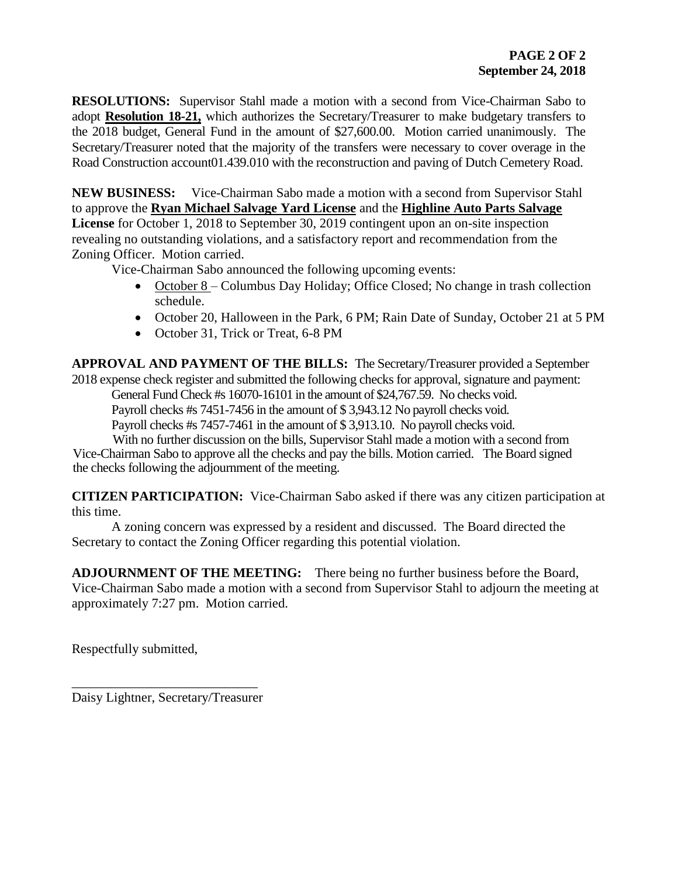**RESOLUTIONS:** Supervisor Stahl made a motion with a second from Vice-Chairman Sabo to adopt **Resolution 18-21,** which authorizes the Secretary/Treasurer to make budgetary transfers to the 2018 budget, General Fund in the amount of $27,600.00. Motion carried unanimously. The Secretary/Treasurer noted that the majority of the transfers were necessary to cover overage in the Road Construction account01.439.010 with the reconstruction and paving of Dutch Cemetery Road.

**NEW BUSINESS:** Vice-Chairman Sabo made a motion with a second from Supervisor Stahl to approve the **Ryan Michael Salvage Yard License** and the **Highline Auto Parts Salvage License** for October 1, 2018 to September 30, 2019 contingent upon an on-site inspection revealing no outstanding violations, and a satisfactory report and recommendation from the Zoning Officer. Motion carried.

Vice-Chairman Sabo announced the following upcoming events:

- October 8 – Columbus Day Holiday; Office Closed; No change in trash collection schedule.
- October 20, Halloween in the Park, 6 PM; Rain Date of Sunday, October 21 at 5 PM
- October 31, Trick or Treat, 6-8 PM

**APPROVAL AND PAYMENT OF THE BILLS:** The Secretary/Treasurer provided a September 2018 expense check register and submitted the following checks for approval, signature and payment:

General Fund Check #s 16070-16101 in the amount of $24,767.59. No checks void.

Payroll checks #s 7451-7456 in the amount of $ 3,943.12 No payroll checks void.

Payroll checks #s 7457-7461 in the amount of $ 3,913.10. No payroll checks void.

With no further discussion on the bills, Supervisor Stahl made a motion with a second from Vice-Chairman Sabo to approve all the checks and pay the bills. Motion carried. The Board signed the checks following the adjournment of the meeting.

**CITIZEN PARTICIPATION:** Vice-Chairman Sabo asked if there was any citizen participation at this time.

A zoning concern was expressed by a resident and discussed. The Board directed the Secretary to contact the Zoning Officer regarding this potential violation.

**ADJOURNMENT OF THE MEETING:** There being no further business before the Board, Vice-Chairman Sabo made a motion with a second from Supervisor Stahl to adjourn the meeting at approximately 7:27 pm. Motion carried.

Respectfully submitted,

\_\_\_\_\_\_\_\_\_\_\_\_\_\_\_\_\_\_\_\_\_\_\_\_\_\_\_\_

Daisy Lightner, Secretary/Treasurer